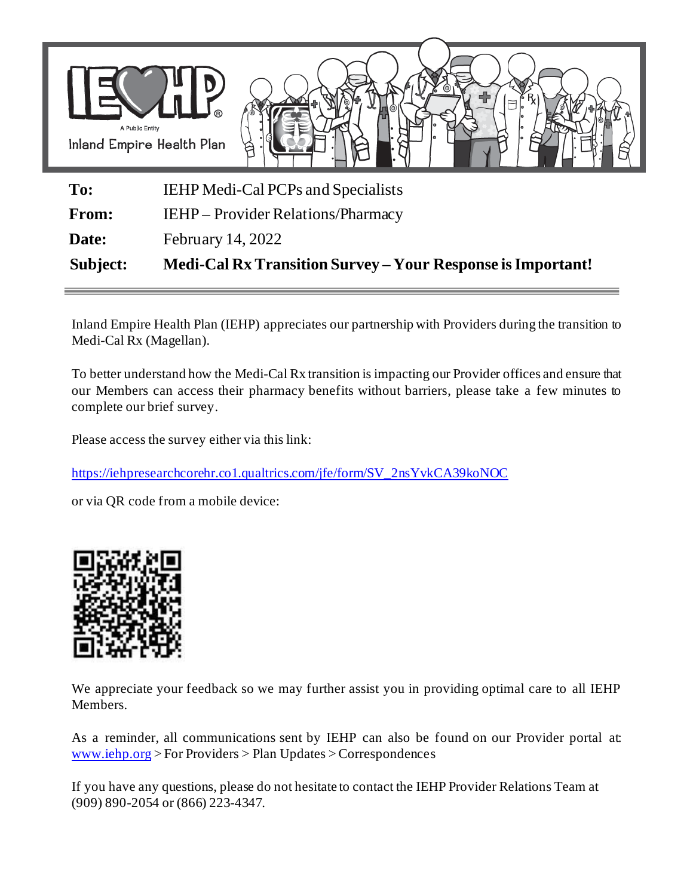Inland Empire Health Plan

| | |
|---|---|
| **To:** | IEHP Medi-Cal PCPs and Specialists |
| **From:** | IEHP – Provider Relations/Pharmacy |
| **Date:** | February 14, 2022 |
| **Subject:** | **Medi-Cal Rx Transition Survey – Your Response is Important!** |

Inland Empire Health Plan (IEHP) appreciates our partnership with Providers during the transition to Medi-Cal Rx (Magellan).

To better understand how the Medi-Cal Rx transition is impacting our Provider offices and ensure that our Members can access their pharmacy benefits without barriers, please take a few minutes to complete our brief survey.

Please access the survey either via this link:

https://iehpresearchcorehr.co1.qualtrics.com/jfe/form/SV_2nsYvkCA39koNOC

or via QR code from a mobile device:

We appreciate your feedback so we may further assist you in providing optimal care to all IEHP Members.

As a reminder, all communications sent by IEHP can also be found on our Provider portal at: www.iehp.org > For Providers > Plan Updates > Correspondences

If you have any questions, please do not hesitate to contact the IEHP Provider Relations Team at (909) 890-2054 or (866) 223-4347.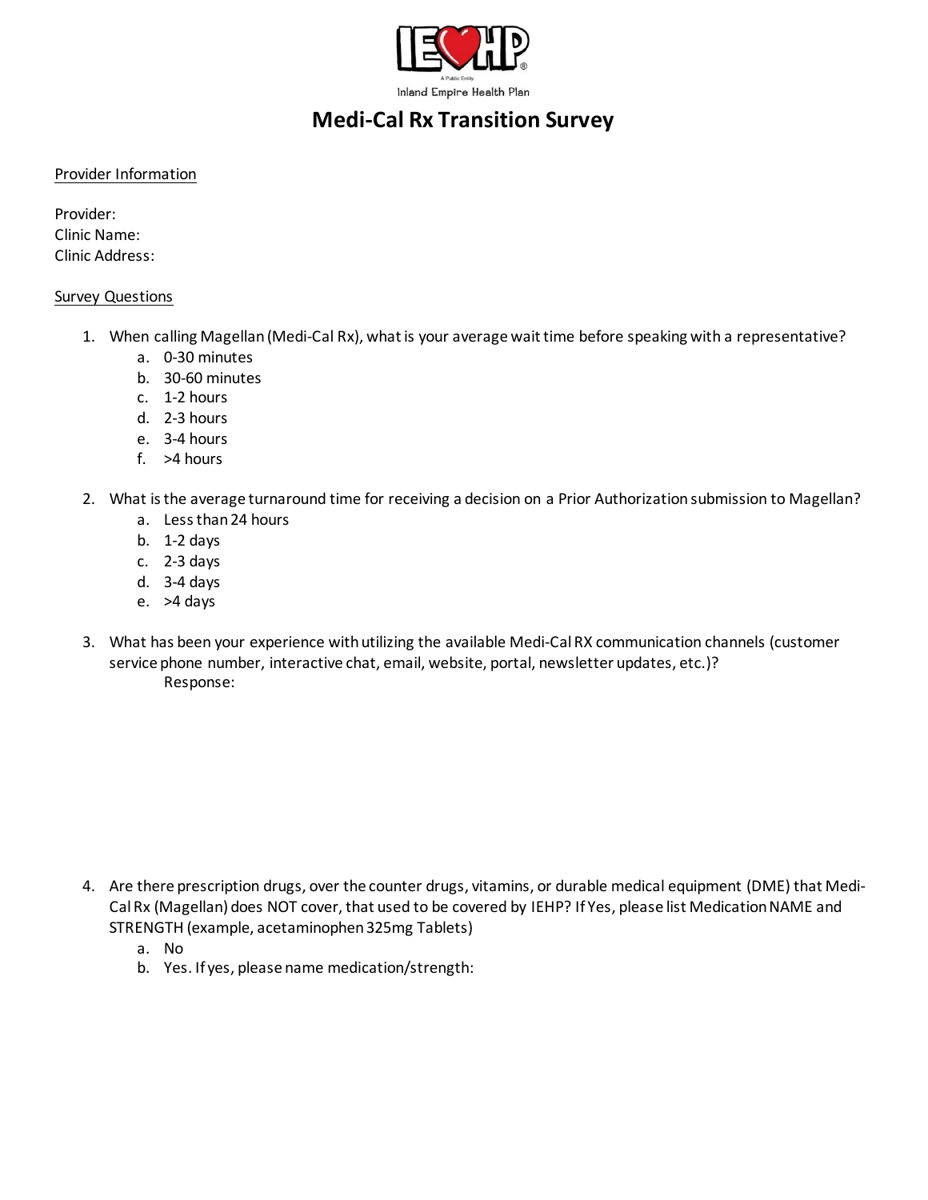IEHP

Inland Empire Health Plan

# Medi-Cal Rx Transition Survey

Provider Information

Provider:
Clinic Name:
Clinic Address:

Survey Questions

1. When calling Magellan (Medi-Cal Rx), what is your average wait time before speaking with a representative?
   a. 0-30 minutes
   b. 30-60 minutes
   c. 1-2 hours
   d. 2-3 hours
   e. 3-4 hours
   f. >4 hours

2. What is the average turnaround time for receiving a decision on a Prior Authorization submission to Magellan?
   a. Less than 24 hours
   b. 1-2 days
   c. 2-3 days
   d. 3-4 days
   e. >4 days

3. What has been your experience with utilizing the available Medi-Cal RX communication channels (customer service phone number, interactive chat, email, website, portal, newsletter updates, etc.)?
   Response:

4. Are there prescription drugs, over the counter drugs, vitamins, or durable medical equipment (DME) that Medi-Cal Rx (Magellan) does NOT cover, that used to be covered by IEHP? If Yes, please list Medication NAME and STRENGTH (example, acetaminophen 325mg Tablets)
   a. No
   b. Yes. If yes, please name medication/strength: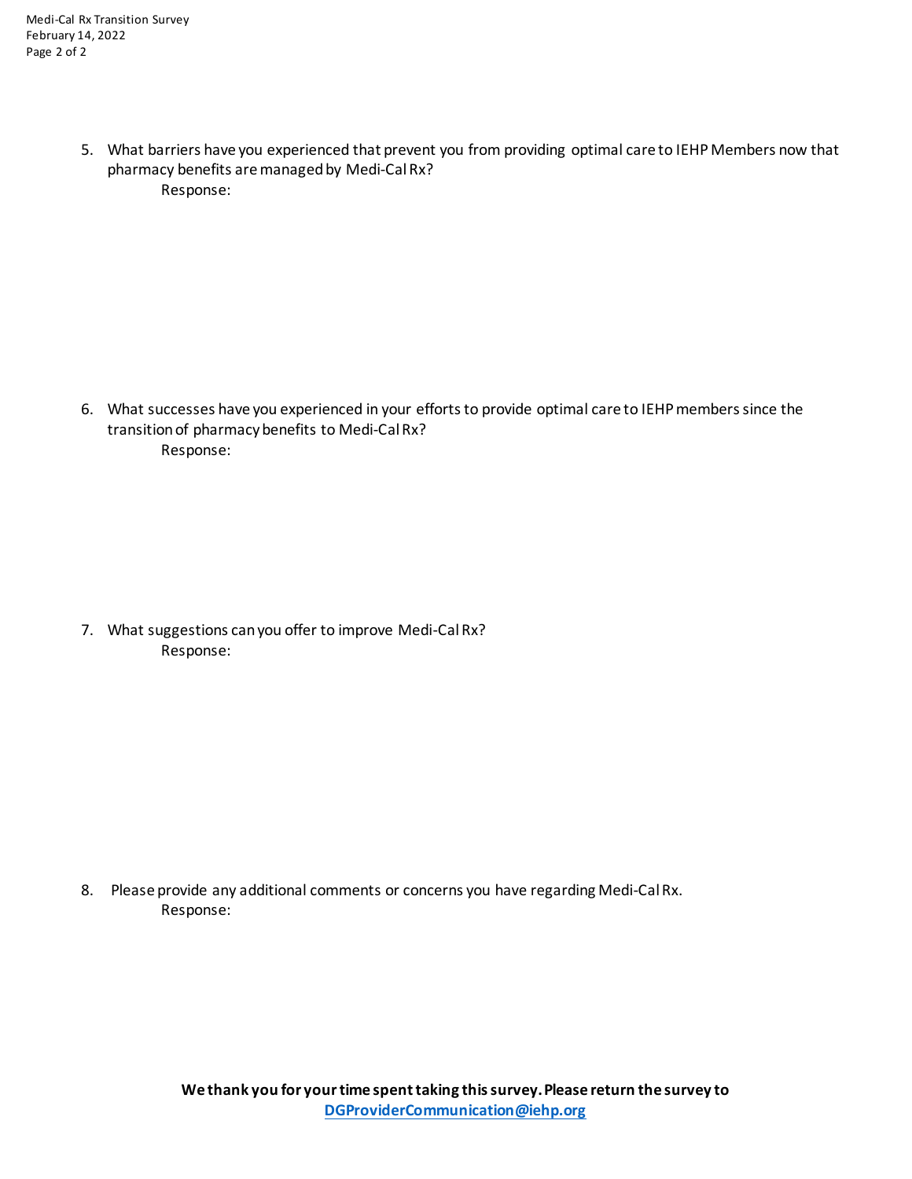5. What barriers have you experienced that prevent you from providing optimal care to IEHP Members now that pharmacy benefits are managed by Medi-Cal Rx?

   Response:

6. What successes have you experienced in your efforts to provide optimal care to IEHP members since the transition of pharmacy benefits to Medi-Cal Rx?

   Response:

7. What suggestions can you offer to improve Medi-Cal Rx?

   Response:

8. Please provide any additional comments or concerns you have regarding Medi-Cal Rx.

   Response:

**We thank you for your time spent taking this survey. Please return the survey to [DGProviderCommunication@iehp.org](mailto:DGProviderCommunication@iehp.org)**